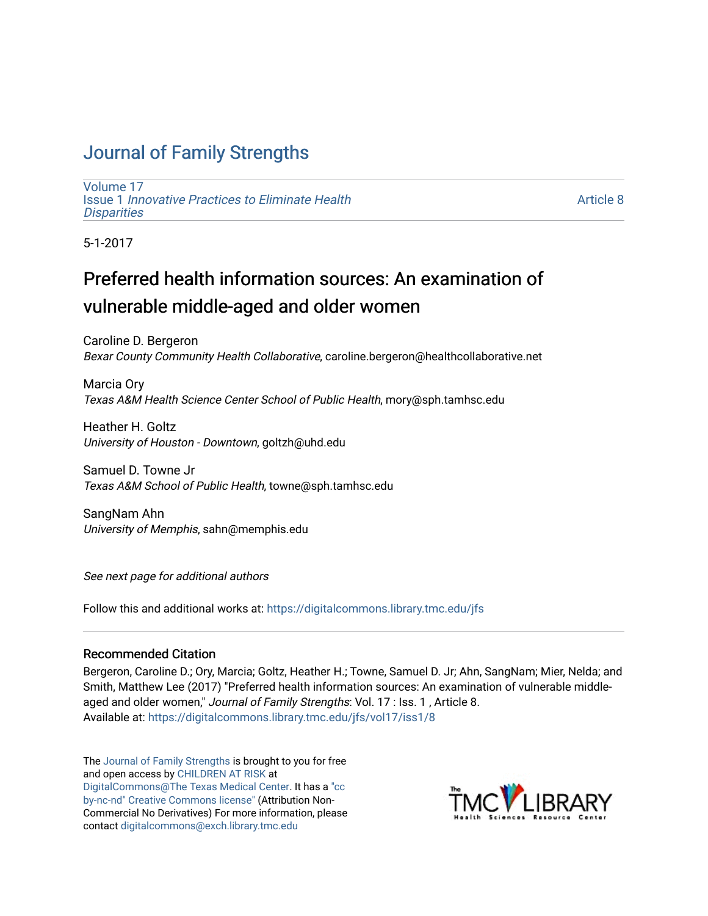# Journal of Family Strengths

Volume 17
Issue 1 *Innovative Practices to Eliminate Health Disparities*

Article 8

5-1-2017

## Preferred health information sources: An examination of vulnerable middle-aged and older women

Caroline D. Bergeron
*Bexar County Community Health Collaborative*, caroline.bergeron@healthcollaborative.net

Marcia Ory
*Texas A&M Health Science Center School of Public Health*, mory@sph.tamhsc.edu

Heather H. Goltz
*University of Houston - Downtown*, goltzh@uhd.edu

Samuel D. Towne Jr
*Texas A&M School of Public Health*, towne@sph.tamhsc.edu

SangNam Ahn
*University of Memphis*, sahn@memphis.edu

*See next page for additional authors*

Follow this and additional works at: https://digitalcommons.library.tmc.edu/jfs

### Recommended Citation

Bergeron, Caroline D.; Ory, Marcia; Goltz, Heather H.; Towne, Samuel D. Jr; Ahn, SangNam; Mier, Nelda; and Smith, Matthew Lee (2017) "Preferred health information sources: An examination of vulnerable middle-aged and older women," *Journal of Family Strengths*: Vol. 17 : Iss. 1 , Article 8.
Available at: https://digitalcommons.library.tmc.edu/jfs/vol17/iss1/8

The Journal of Family Strengths is brought to you for free and open access by CHILDREN AT RISK at DigitalCommons@The Texas Medical Center. It has a "cc by-nc-nd" Creative Commons license" (Attribution Non-Commercial No Derivatives) For more information, please contact digitalcommons@exch.library.tmc.edu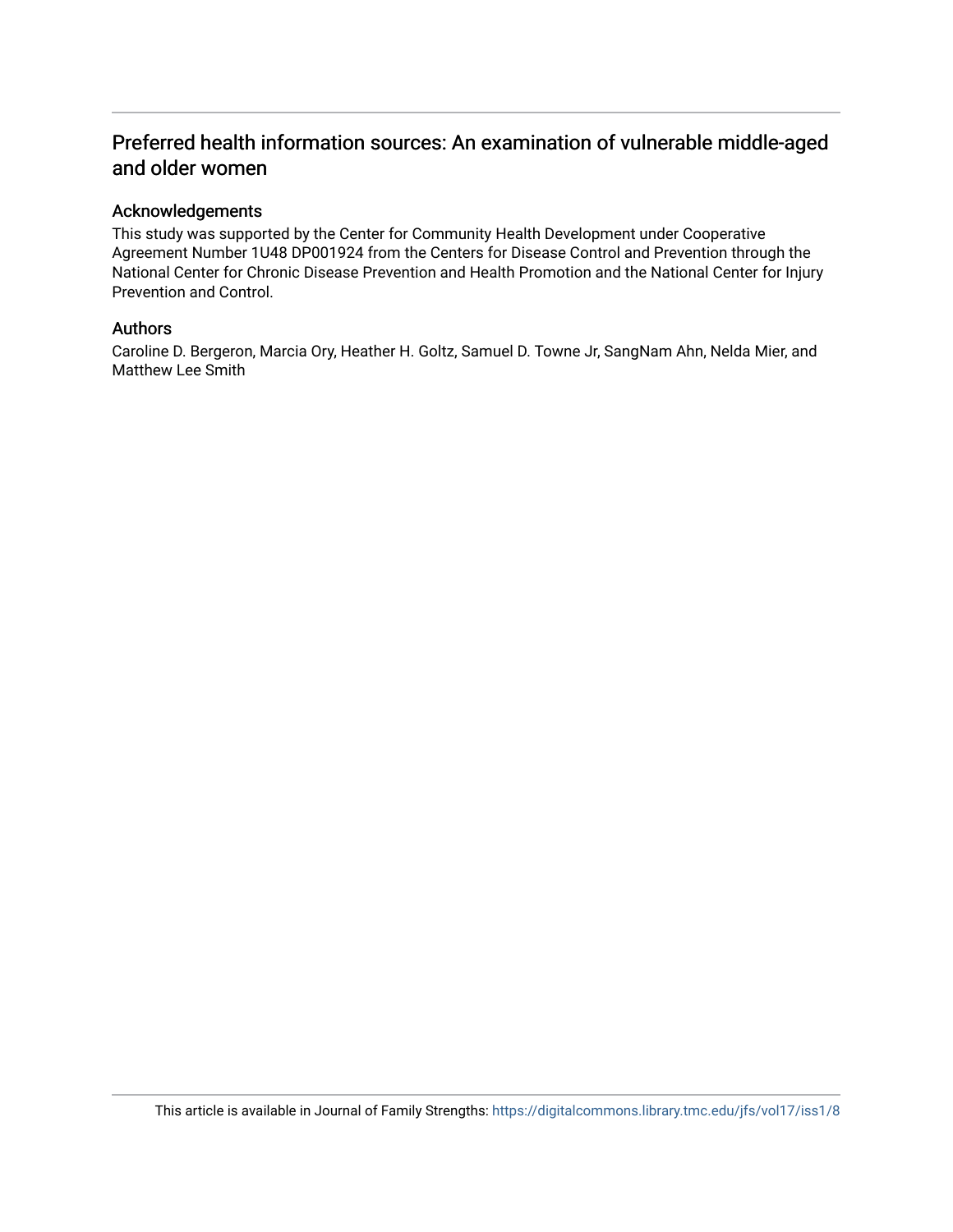# Preferred health information sources: An examination of vulnerable middle-aged and older women

## Acknowledgements

This study was supported by the Center for Community Health Development under Cooperative Agreement Number 1U48 DP001924 from the Centers for Disease Control and Prevention through the National Center for Chronic Disease Prevention and Health Promotion and the National Center for Injury Prevention and Control.

## Authors

Caroline D. Bergeron, Marcia Ory, Heather H. Goltz, Samuel D. Towne Jr, SangNam Ahn, Nelda Mier, and Matthew Lee Smith

This article is available in Journal of Family Strengths: https://digitalcommons.library.tmc.edu/jfs/vol17/iss1/8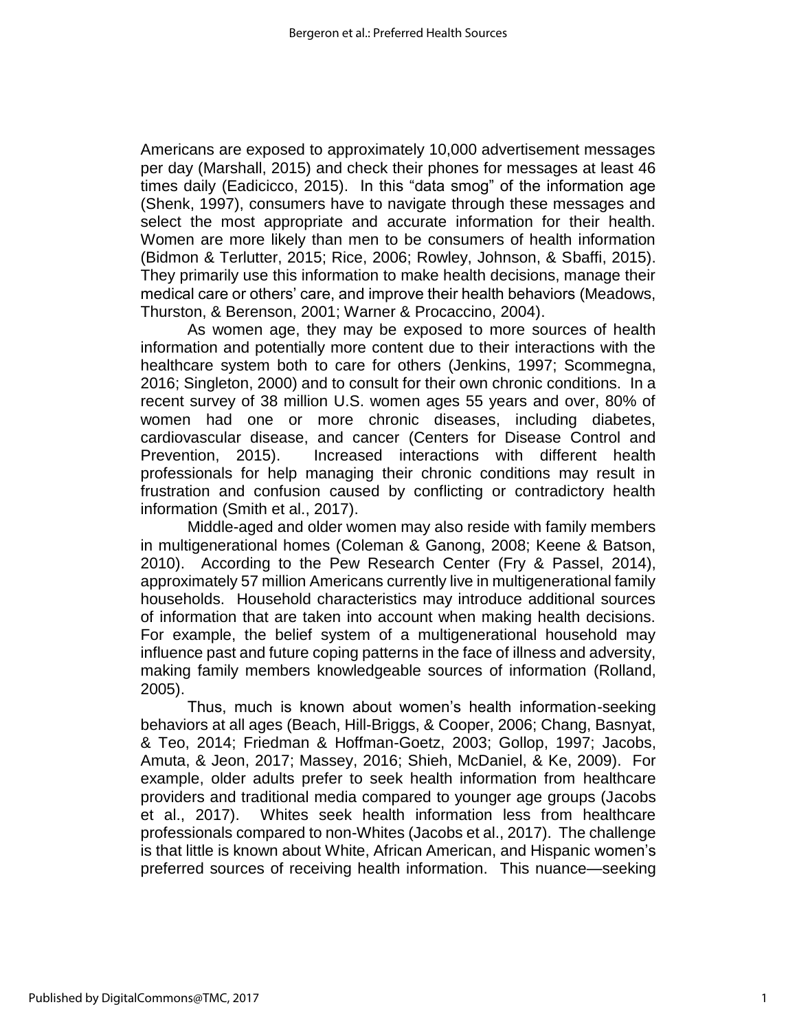Americans are exposed to approximately 10,000 advertisement messages per day (Marshall, 2015) and check their phones for messages at least 46 times daily (Eadicicco, 2015). In this "data smog" of the information age (Shenk, 1997), consumers have to navigate through these messages and select the most appropriate and accurate information for their health. Women are more likely than men to be consumers of health information (Bidmon & Terlutter, 2015; Rice, 2006; Rowley, Johnson, & Sbaffi, 2015). They primarily use this information to make health decisions, manage their medical care or others' care, and improve their health behaviors (Meadows, Thurston, & Berenson, 2001; Warner & Procaccino, 2004).

As women age, they may be exposed to more sources of health information and potentially more content due to their interactions with the healthcare system both to care for others (Jenkins, 1997; Scommegna, 2016; Singleton, 2000) and to consult for their own chronic conditions. In a recent survey of 38 million U.S. women ages 55 years and over, 80% of women had one or more chronic diseases, including diabetes, cardiovascular disease, and cancer (Centers for Disease Control and Prevention, 2015). Increased interactions with different health professionals for help managing their chronic conditions may result in frustration and confusion caused by conflicting or contradictory health information (Smith et al., 2017).

Middle-aged and older women may also reside with family members in multigenerational homes (Coleman & Ganong, 2008; Keene & Batson, 2010). According to the Pew Research Center (Fry & Passel, 2014), approximately 57 million Americans currently live in multigenerational family households. Household characteristics may introduce additional sources of information that are taken into account when making health decisions. For example, the belief system of a multigenerational household may influence past and future coping patterns in the face of illness and adversity, making family members knowledgeable sources of information (Rolland, 2005).

Thus, much is known about women's health information-seeking behaviors at all ages (Beach, Hill-Briggs, & Cooper, 2006; Chang, Basnyat, & Teo, 2014; Friedman & Hoffman-Goetz, 2003; Gollop, 1997; Jacobs, Amuta, & Jeon, 2017; Massey, 2016; Shieh, McDaniel, & Ke, 2009). For example, older adults prefer to seek health information from healthcare providers and traditional media compared to younger age groups (Jacobs et al., 2017). Whites seek health information less from healthcare professionals compared to non-Whites (Jacobs et al., 2017). The challenge is that little is known about White, African American, and Hispanic women's preferred sources of receiving health information. This nuance—seeking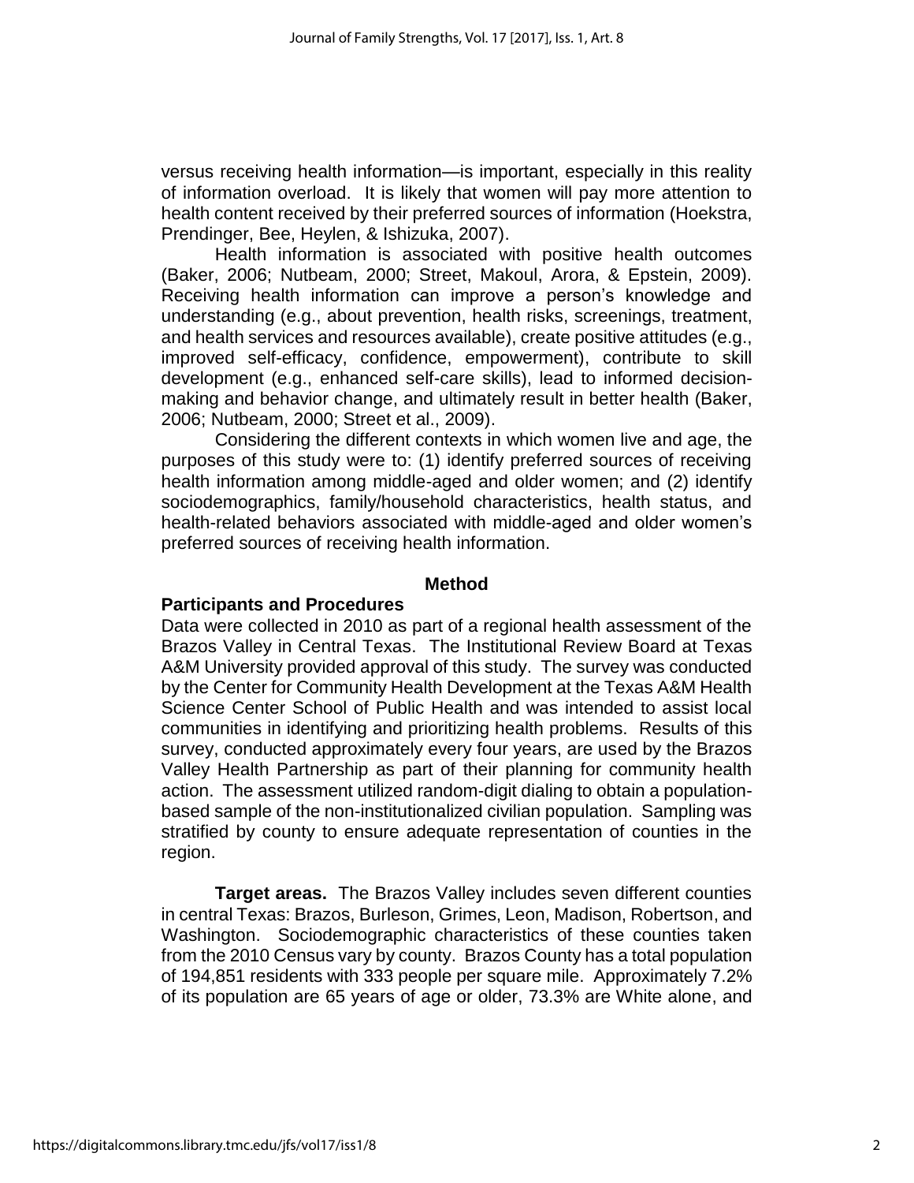versus receiving health information—is important, especially in this reality of information overload. It is likely that women will pay more attention to health content received by their preferred sources of information (Hoekstra, Prendinger, Bee, Heylen, & Ishizuka, 2007).

Health information is associated with positive health outcomes (Baker, 2006; Nutbeam, 2000; Street, Makoul, Arora, & Epstein, 2009). Receiving health information can improve a person's knowledge and understanding (e.g., about prevention, health risks, screenings, treatment, and health services and resources available), create positive attitudes (e.g., improved self-efficacy, confidence, empowerment), contribute to skill development (e.g., enhanced self-care skills), lead to informed decision-making and behavior change, and ultimately result in better health (Baker, 2006; Nutbeam, 2000; Street et al., 2009).

Considering the different contexts in which women live and age, the purposes of this study were to: (1) identify preferred sources of receiving health information among middle-aged and older women; and (2) identify sociodemographics, family/household characteristics, health status, and health-related behaviors associated with middle-aged and older women's preferred sources of receiving health information.

## Method

### Participants and Procedures

Data were collected in 2010 as part of a regional health assessment of the Brazos Valley in Central Texas. The Institutional Review Board at Texas A&M University provided approval of this study. The survey was conducted by the Center for Community Health Development at the Texas A&M Health Science Center School of Public Health and was intended to assist local communities in identifying and prioritizing health problems. Results of this survey, conducted approximately every four years, are used by the Brazos Valley Health Partnership as part of their planning for community health action. The assessment utilized random-digit dialing to obtain a population-based sample of the non-institutionalized civilian population. Sampling was stratified by county to ensure adequate representation of counties in the region.

**Target areas.** The Brazos Valley includes seven different counties in central Texas: Brazos, Burleson, Grimes, Leon, Madison, Robertson, and Washington. Sociodemographic characteristics of these counties taken from the 2010 Census vary by county. Brazos County has a total population of 194,851 residents with 333 people per square mile. Approximately 7.2% of its population are 65 years of age or older, 73.3% are White alone, and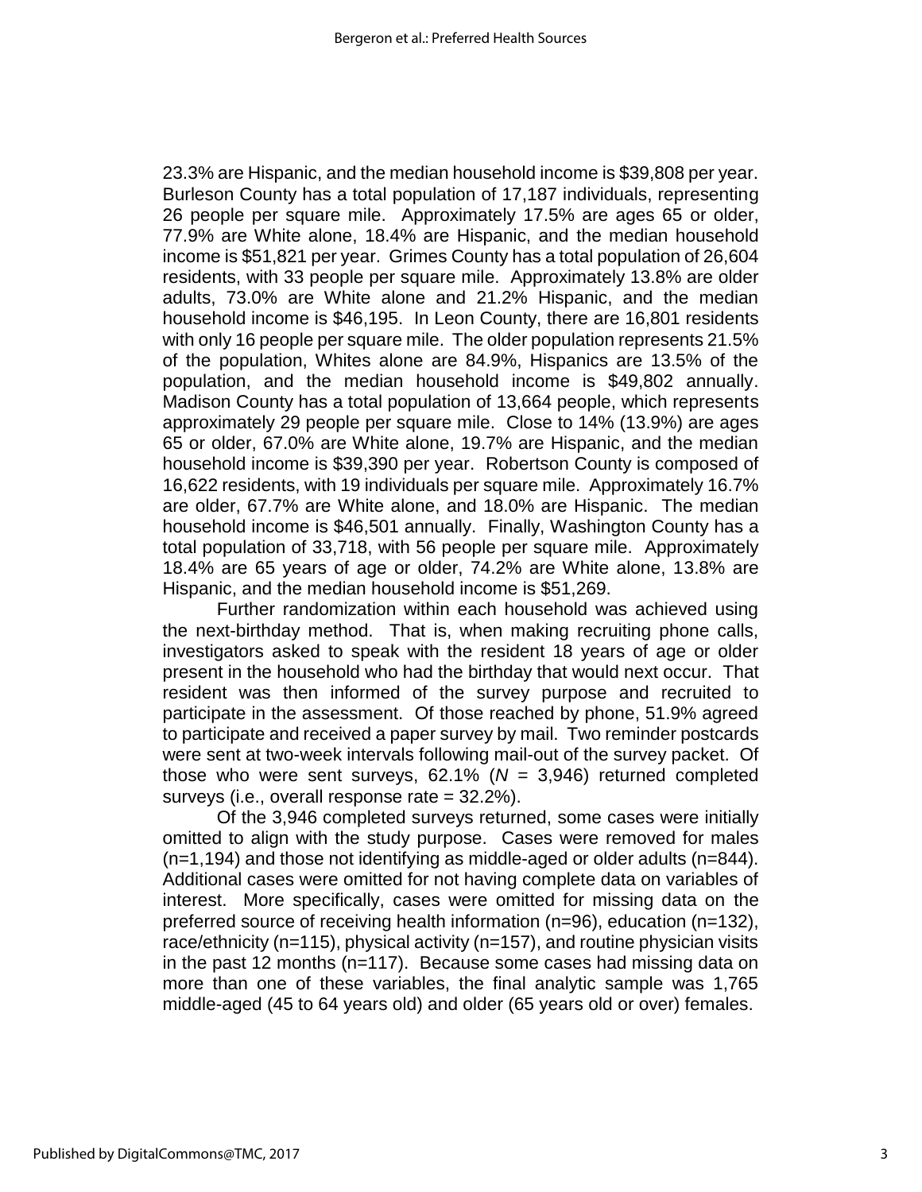23.3% are Hispanic, and the median household income is $39,808 per year. Burleson County has a total population of 17,187 individuals, representing 26 people per square mile. Approximately 17.5% are ages 65 or older, 77.9% are White alone, 18.4% are Hispanic, and the median household income is $51,821 per year. Grimes County has a total population of 26,604 residents, with 33 people per square mile. Approximately 13.8% are older adults, 73.0% are White alone and 21.2% Hispanic, and the median household income is $46,195. In Leon County, there are 16,801 residents with only 16 people per square mile. The older population represents 21.5% of the population, Whites alone are 84.9%, Hispanics are 13.5% of the population, and the median household income is $49,802 annually. Madison County has a total population of 13,664 people, which represents approximately 29 people per square mile. Close to 14% (13.9%) are ages 65 or older, 67.0% are White alone, 19.7% are Hispanic, and the median household income is $39,390 per year. Robertson County is composed of 16,622 residents, with 19 individuals per square mile. Approximately 16.7% are older, 67.7% are White alone, and 18.0% are Hispanic. The median household income is $46,501 annually. Finally, Washington County has a total population of 33,718, with 56 people per square mile. Approximately 18.4% are 65 years of age or older, 74.2% are White alone, 13.8% are Hispanic, and the median household income is $51,269.

Further randomization within each household was achieved using the next-birthday method. That is, when making recruiting phone calls, investigators asked to speak with the resident 18 years of age or older present in the household who had the birthday that would next occur. That resident was then informed of the survey purpose and recruited to participate in the assessment. Of those reached by phone, 51.9% agreed to participate and received a paper survey by mail. Two reminder postcards were sent at two-week intervals following mail-out of the survey packet. Of those who were sent surveys, 62.1% (*N* = 3,946) returned completed surveys (i.e., overall response rate = 32.2%).

Of the 3,946 completed surveys returned, some cases were initially omitted to align with the study purpose. Cases were removed for males (n=1,194) and those not identifying as middle-aged or older adults (n=844). Additional cases were omitted for not having complete data on variables of interest. More specifically, cases were omitted for missing data on the preferred source of receiving health information (n=96), education (n=132), race/ethnicity (n=115), physical activity (n=157), and routine physician visits in the past 12 months (n=117). Because some cases had missing data on more than one of these variables, the final analytic sample was 1,765 middle-aged (45 to 64 years old) and older (65 years old or over) females.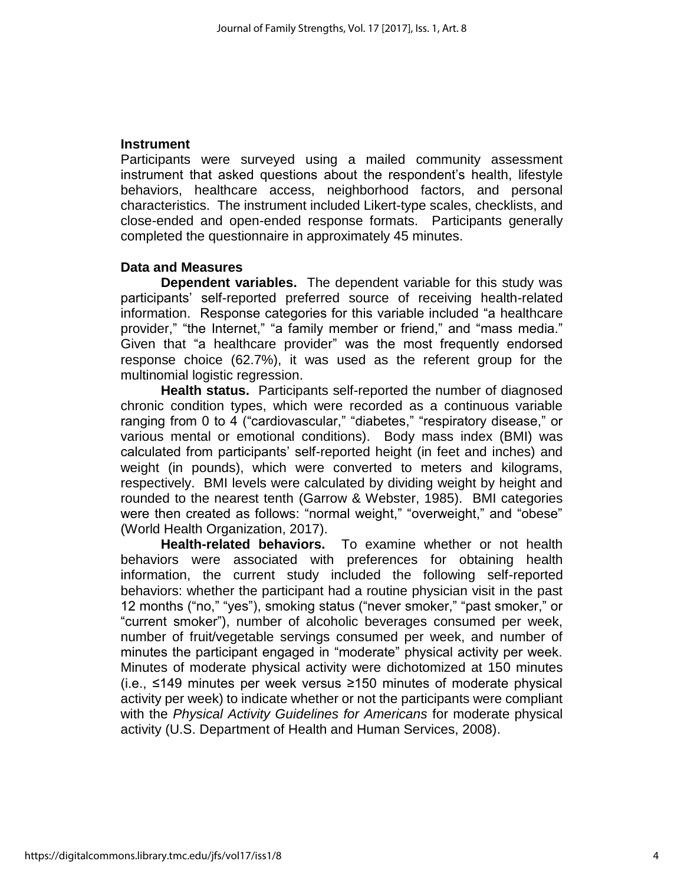### Instrument

Participants were surveyed using a mailed community assessment instrument that asked questions about the respondent's health, lifestyle behaviors, healthcare access, neighborhood factors, and personal characteristics. The instrument included Likert-type scales, checklists, and close-ended and open-ended response formats. Participants generally completed the questionnaire in approximately 45 minutes.

### Data and Measures

**Dependent variables.** The dependent variable for this study was participants' self-reported preferred source of receiving health-related information. Response categories for this variable included "a healthcare provider," "the Internet," "a family member or friend," and "mass media." Given that "a healthcare provider" was the most frequently endorsed response choice (62.7%), it was used as the referent group for the multinomial logistic regression.

**Health status.** Participants self-reported the number of diagnosed chronic condition types, which were recorded as a continuous variable ranging from 0 to 4 ("cardiovascular," "diabetes," "respiratory disease," or various mental or emotional conditions). Body mass index (BMI) was calculated from participants' self-reported height (in feet and inches) and weight (in pounds), which were converted to meters and kilograms, respectively. BMI levels were calculated by dividing weight by height and rounded to the nearest tenth (Garrow & Webster, 1985). BMI categories were then created as follows: "normal weight," "overweight," and "obese" (World Health Organization, 2017).

**Health-related behaviors.** To examine whether or not health behaviors were associated with preferences for obtaining health information, the current study included the following self-reported behaviors: whether the participant had a routine physician visit in the past 12 months ("no," "yes"), smoking status ("never smoker," "past smoker," or "current smoker"), number of alcoholic beverages consumed per week, number of fruit/vegetable servings consumed per week, and number of minutes the participant engaged in "moderate" physical activity per week. Minutes of moderate physical activity were dichotomized at 150 minutes (i.e., ≤149 minutes per week versus ≥150 minutes of moderate physical activity per week) to indicate whether or not the participants were compliant with the *Physical Activity Guidelines for Americans* for moderate physical activity (U.S. Department of Health and Human Services, 2008).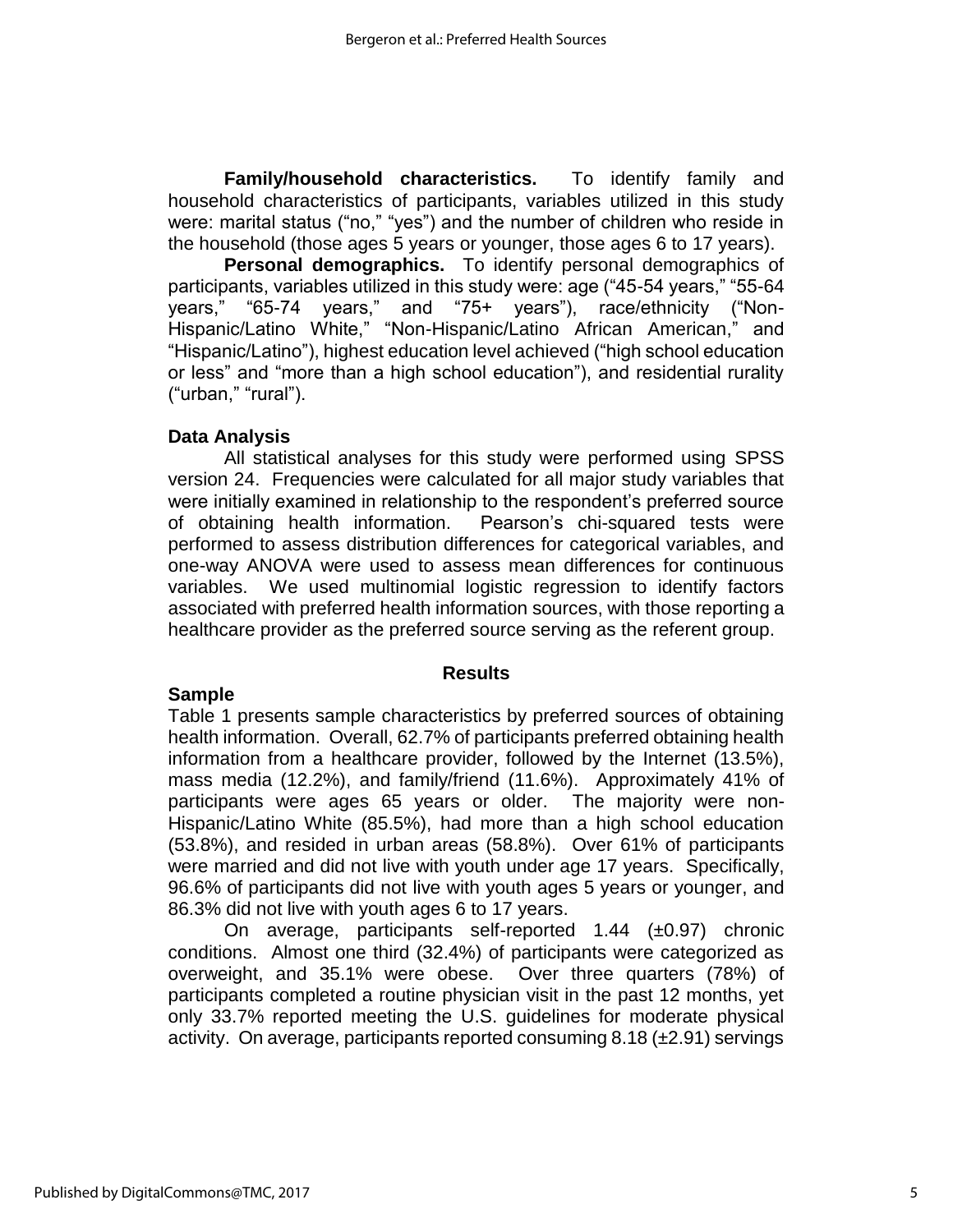**Family/household characteristics.** To identify family and household characteristics of participants, variables utilized in this study were: marital status ("no," "yes") and the number of children who reside in the household (those ages 5 years or younger, those ages 6 to 17 years).

**Personal demographics.** To identify personal demographics of participants, variables utilized in this study were: age ("45-54 years," "55-64 years," "65-74 years," and "75+ years"), race/ethnicity ("Non-Hispanic/Latino White," "Non-Hispanic/Latino African American," and "Hispanic/Latino"), highest education level achieved ("high school education or less" and "more than a high school education"), and residential rurality ("urban," "rural").

### Data Analysis

All statistical analyses for this study were performed using SPSS version 24. Frequencies were calculated for all major study variables that were initially examined in relationship to the respondent's preferred source of obtaining health information. Pearson's chi-squared tests were performed to assess distribution differences for categorical variables, and one-way ANOVA were used to assess mean differences for continuous variables. We used multinomial logistic regression to identify factors associated with preferred health information sources, with those reporting a healthcare provider as the preferred source serving as the referent group.

## Results

### Sample

Table 1 presents sample characteristics by preferred sources of obtaining health information. Overall, 62.7% of participants preferred obtaining health information from a healthcare provider, followed by the Internet (13.5%), mass media (12.2%), and family/friend (11.6%). Approximately 41% of participants were ages 65 years or older. The majority were non-Hispanic/Latino White (85.5%), had more than a high school education (53.8%), and resided in urban areas (58.8%). Over 61% of participants were married and did not live with youth under age 17 years. Specifically, 96.6% of participants did not live with youth ages 5 years or younger, and 86.3% did not live with youth ages 6 to 17 years.

On average, participants self-reported 1.44 (±0.97) chronic conditions. Almost one third (32.4%) of participants were categorized as overweight, and 35.1% were obese. Over three quarters (78%) of participants completed a routine physician visit in the past 12 months, yet only 33.7% reported meeting the U.S. guidelines for moderate physical activity. On average, participants reported consuming 8.18 (±2.91) servings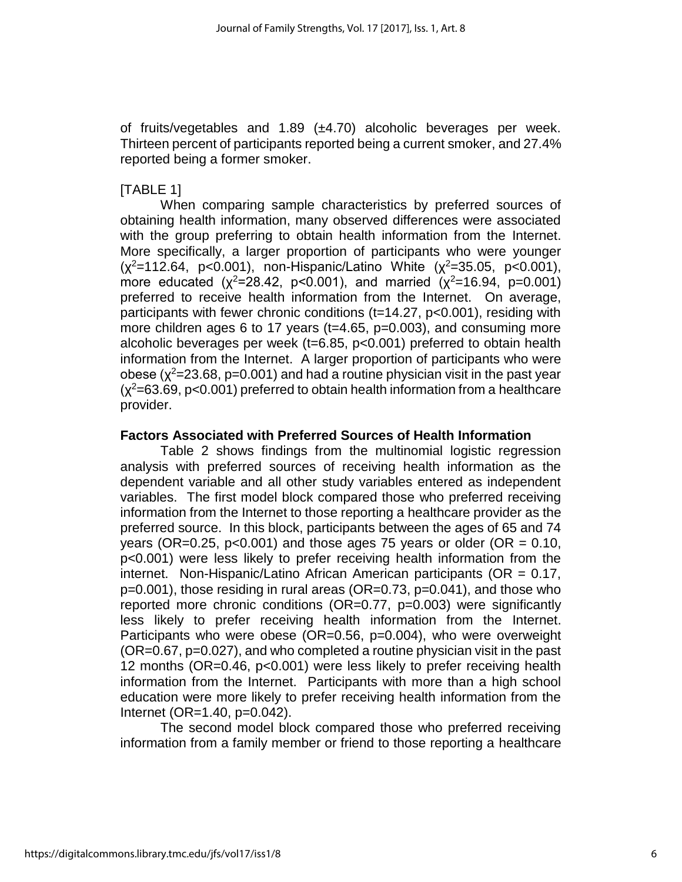of fruits/vegetables and 1.89 (±4.70) alcoholic beverages per week. Thirteen percent of participants reported being a current smoker, and 27.4% reported being a former smoker.

[TABLE 1]

When comparing sample characteristics by preferred sources of obtaining health information, many observed differences were associated with the group preferring to obtain health information from the Internet. More specifically, a larger proportion of participants who were younger ($\chi^2$=112.64, p<0.001), non-Hispanic/Latino White ($\chi^2$=35.05, p<0.001), more educated ($\chi^2$=28.42, p<0.001), and married ($\chi^2$=16.94, p=0.001) preferred to receive health information from the Internet. On average, participants with fewer chronic conditions (t=14.27, p<0.001), residing with more children ages 6 to 17 years (t=4.65, p=0.003), and consuming more alcoholic beverages per week (t=6.85, p<0.001) preferred to obtain health information from the Internet. A larger proportion of participants who were obese ($\chi^2$=23.68, p=0.001) and had a routine physician visit in the past year ($\chi^2$=63.69, p<0.001) preferred to obtain health information from a healthcare provider.

**Factors Associated with Preferred Sources of Health Information**

Table 2 shows findings from the multinomial logistic regression analysis with preferred sources of receiving health information as the dependent variable and all other study variables entered as independent variables. The first model block compared those who preferred receiving information from the Internet to those reporting a healthcare provider as the preferred source. In this block, participants between the ages of 65 and 74 years (OR=0.25, p<0.001) and those ages 75 years or older (OR = 0.10, p<0.001) were less likely to prefer receiving health information from the internet. Non-Hispanic/Latino African American participants (OR = 0.17, p=0.001), those residing in rural areas (OR=0.73, p=0.041), and those who reported more chronic conditions (OR=0.77, p=0.003) were significantly less likely to prefer receiving health information from the Internet. Participants who were obese (OR=0.56, p=0.004), who were overweight (OR=0.67, p=0.027), and who completed a routine physician visit in the past 12 months (OR=0.46, p<0.001) were less likely to prefer receiving health information from the Internet. Participants with more than a high school education were more likely to prefer receiving health information from the Internet (OR=1.40, p=0.042).

The second model block compared those who preferred receiving information from a family member or friend to those reporting a healthcare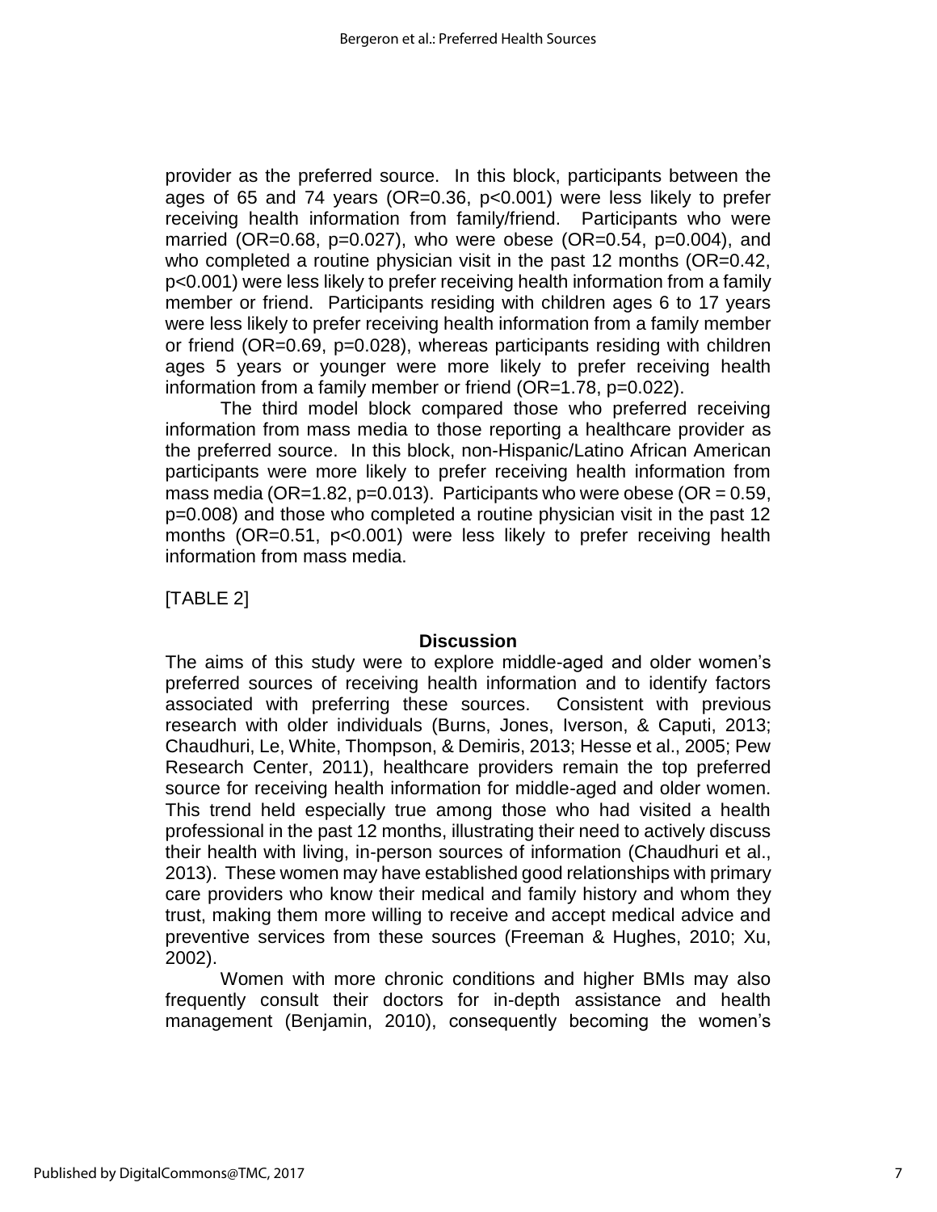provider as the preferred source. In this block, participants between the ages of 65 and 74 years (OR=0.36, $p<0.001$) were less likely to prefer receiving health information from family/friend. Participants who were married (OR=0.68, $p=0.027$), who were obese (OR=0.54, $p=0.004$), and who completed a routine physician visit in the past 12 months (OR=0.42, $p<0.001$) were less likely to prefer receiving health information from a family member or friend. Participants residing with children ages 6 to 17 years were less likely to prefer receiving health information from a family member or friend (OR=0.69, $p=0.028$), whereas participants residing with children ages 5 years or younger were more likely to prefer receiving health information from a family member or friend (OR=1.78, $p=0.022$).

The third model block compared those who preferred receiving information from mass media to those reporting a healthcare provider as the preferred source. In this block, non-Hispanic/Latino African American participants were more likely to prefer receiving health information from mass media (OR=1.82, $p=0.013$). Participants who were obese (OR = 0.59, $p=0.008$) and those who completed a routine physician visit in the past 12 months (OR=0.51, $p<0.001$) were less likely to prefer receiving health information from mass media.

[TABLE 2]

## Discussion

The aims of this study were to explore middle-aged and older women's preferred sources of receiving health information and to identify factors associated with preferring these sources. Consistent with previous research with older individuals (Burns, Jones, Iverson, & Caputi, 2013; Chaudhuri, Le, White, Thompson, & Demiris, 2013; Hesse et al., 2005; Pew Research Center, 2011), healthcare providers remain the top preferred source for receiving health information for middle-aged and older women. This trend held especially true among those who had visited a health professional in the past 12 months, illustrating their need to actively discuss their health with living, in-person sources of information (Chaudhuri et al., 2013). These women may have established good relationships with primary care providers who know their medical and family history and whom they trust, making them more willing to receive and accept medical advice and preventive services from these sources (Freeman & Hughes, 2010; Xu, 2002).

Women with more chronic conditions and higher BMIs may also frequently consult their doctors for in-depth assistance and health management (Benjamin, 2010), consequently becoming the women's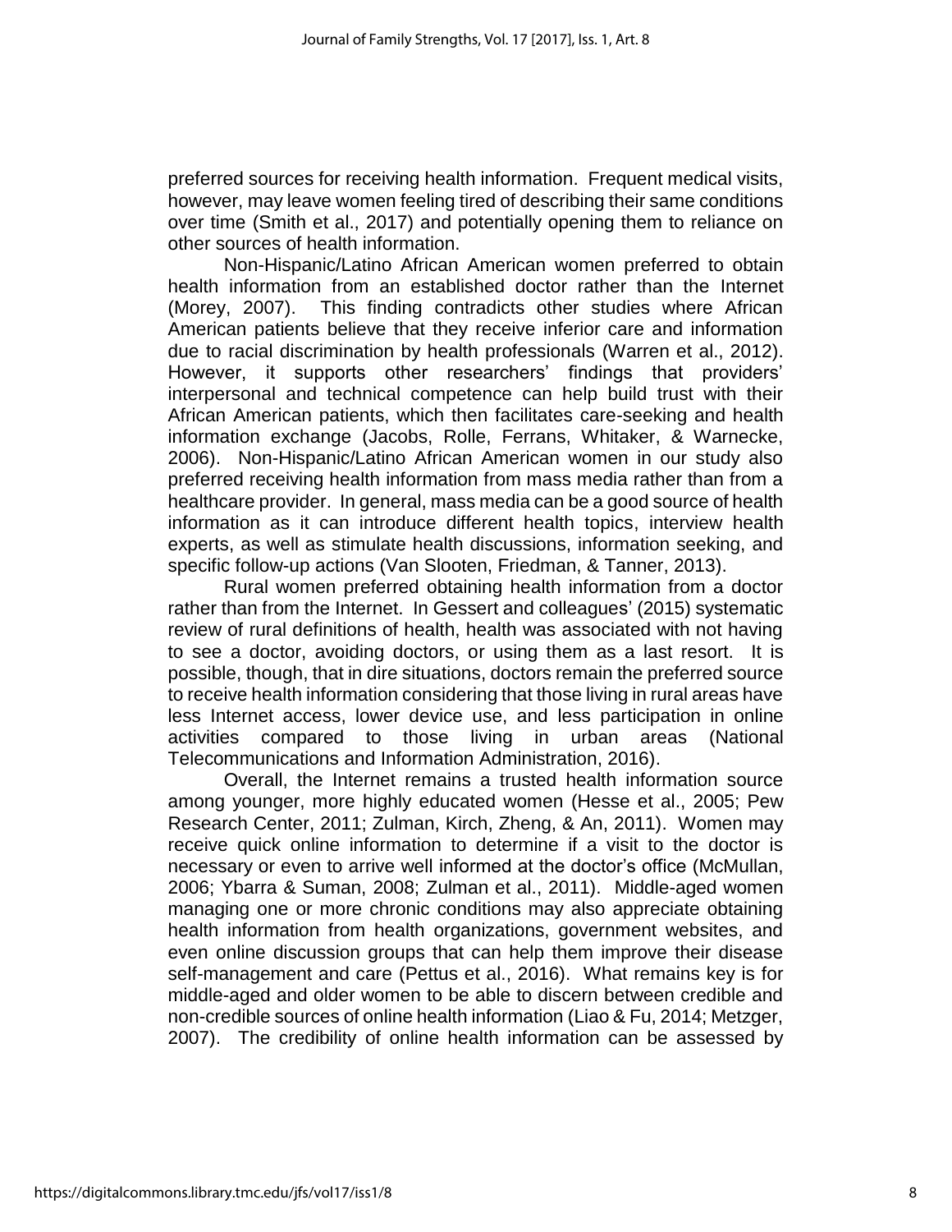preferred sources for receiving health information. Frequent medical visits, however, may leave women feeling tired of describing their same conditions over time (Smith et al., 2017) and potentially opening them to reliance on other sources of health information.

Non-Hispanic/Latino African American women preferred to obtain health information from an established doctor rather than the Internet (Morey, 2007). This finding contradicts other studies where African American patients believe that they receive inferior care and information due to racial discrimination by health professionals (Warren et al., 2012). However, it supports other researchers' findings that providers' interpersonal and technical competence can help build trust with their African American patients, which then facilitates care-seeking and health information exchange (Jacobs, Rolle, Ferrans, Whitaker, & Warnecke, 2006). Non-Hispanic/Latino African American women in our study also preferred receiving health information from mass media rather than from a healthcare provider. In general, mass media can be a good source of health information as it can introduce different health topics, interview health experts, as well as stimulate health discussions, information seeking, and specific follow-up actions (Van Slooten, Friedman, & Tanner, 2013).

Rural women preferred obtaining health information from a doctor rather than from the Internet. In Gessert and colleagues' (2015) systematic review of rural definitions of health, health was associated with not having to see a doctor, avoiding doctors, or using them as a last resort. It is possible, though, that in dire situations, doctors remain the preferred source to receive health information considering that those living in rural areas have less Internet access, lower device use, and less participation in online activities compared to those living in urban areas (National Telecommunications and Information Administration, 2016).

Overall, the Internet remains a trusted health information source among younger, more highly educated women (Hesse et al., 2005; Pew Research Center, 2011; Zulman, Kirch, Zheng, & An, 2011). Women may receive quick online information to determine if a visit to the doctor is necessary or even to arrive well informed at the doctor's office (McMullan, 2006; Ybarra & Suman, 2008; Zulman et al., 2011). Middle-aged women managing one or more chronic conditions may also appreciate obtaining health information from health organizations, government websites, and even online discussion groups that can help them improve their disease self-management and care (Pettus et al., 2016). What remains key is for middle-aged and older women to be able to discern between credible and non-credible sources of online health information (Liao & Fu, 2014; Metzger, 2007). The credibility of online health information can be assessed by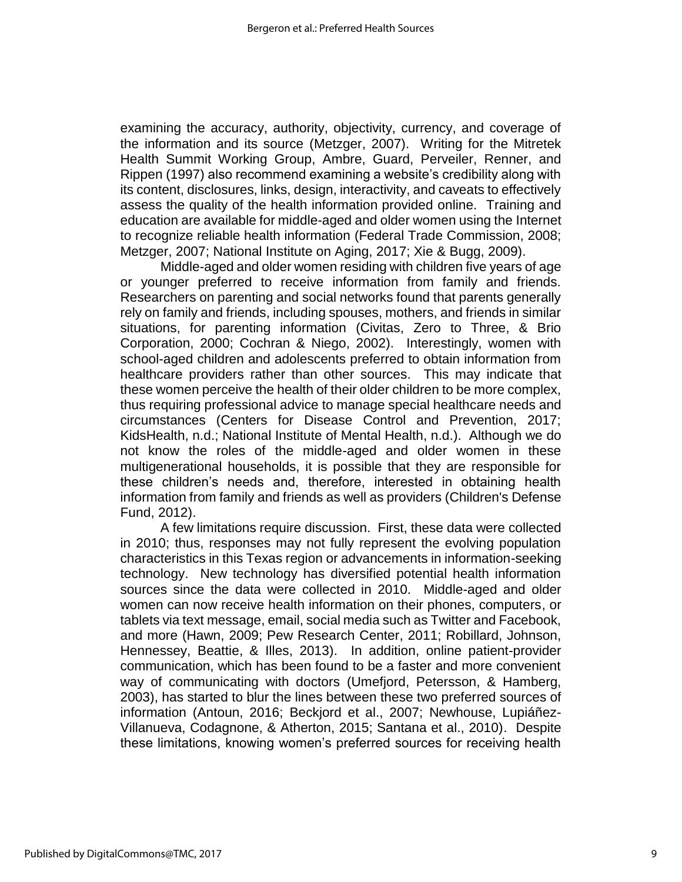examining the accuracy, authority, objectivity, currency, and coverage of the information and its source (Metzger, 2007). Writing for the Mitretek Health Summit Working Group, Ambre, Guard, Perveiler, Renner, and Rippen (1997) also recommend examining a website's credibility along with its content, disclosures, links, design, interactivity, and caveats to effectively assess the quality of the health information provided online. Training and education are available for middle-aged and older women using the Internet to recognize reliable health information (Federal Trade Commission, 2008; Metzger, 2007; National Institute on Aging, 2017; Xie & Bugg, 2009).

Middle-aged and older women residing with children five years of age or younger preferred to receive information from family and friends. Researchers on parenting and social networks found that parents generally rely on family and friends, including spouses, mothers, and friends in similar situations, for parenting information (Civitas, Zero to Three, & Brio Corporation, 2000; Cochran & Niego, 2002). Interestingly, women with school-aged children and adolescents preferred to obtain information from healthcare providers rather than other sources. This may indicate that these women perceive the health of their older children to be more complex, thus requiring professional advice to manage special healthcare needs and circumstances (Centers for Disease Control and Prevention, 2017; KidsHealth, n.d.; National Institute of Mental Health, n.d.). Although we do not know the roles of the middle-aged and older women in these multigenerational households, it is possible that they are responsible for these children's needs and, therefore, interested in obtaining health information from family and friends as well as providers (Children's Defense Fund, 2012).

A few limitations require discussion. First, these data were collected in 2010; thus, responses may not fully represent the evolving population characteristics in this Texas region or advancements in information-seeking technology. New technology has diversified potential health information sources since the data were collected in 2010. Middle-aged and older women can now receive health information on their phones, computers, or tablets via text message, email, social media such as Twitter and Facebook, and more (Hawn, 2009; Pew Research Center, 2011; Robillard, Johnson, Hennessey, Beattie, & Illes, 2013). In addition, online patient-provider communication, which has been found to be a faster and more convenient way of communicating with doctors (Umefjord, Petersson, & Hamberg, 2003), has started to blur the lines between these two preferred sources of information (Antoun, 2016; Beckjord et al., 2007; Newhouse, Lupiáñez-Villanueva, Codagnone, & Atherton, 2015; Santana et al., 2010). Despite these limitations, knowing women's preferred sources for receiving health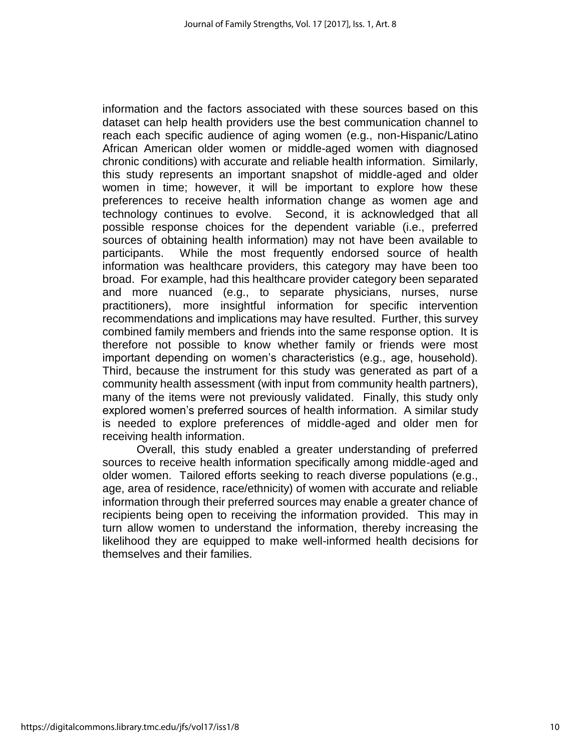information and the factors associated with these sources based on this dataset can help health providers use the best communication channel to reach each specific audience of aging women (e.g., non-Hispanic/Latino African American older women or middle-aged women with diagnosed chronic conditions) with accurate and reliable health information. Similarly, this study represents an important snapshot of middle-aged and older women in time; however, it will be important to explore how these preferences to receive health information change as women age and technology continues to evolve. Second, it is acknowledged that all possible response choices for the dependent variable (i.e., preferred sources of obtaining health information) may not have been available to participants. While the most frequently endorsed source of health information was healthcare providers, this category may have been too broad. For example, had this healthcare provider category been separated and more nuanced (e.g., to separate physicians, nurses, nurse practitioners), more insightful information for specific intervention recommendations and implications may have resulted. Further, this survey combined family members and friends into the same response option. It is therefore not possible to know whether family or friends were most important depending on women's characteristics (e.g., age, household). Third, because the instrument for this study was generated as part of a community health assessment (with input from community health partners), many of the items were not previously validated. Finally, this study only explored women's preferred sources of health information. A similar study is needed to explore preferences of middle-aged and older men for receiving health information.

Overall, this study enabled a greater understanding of preferred sources to receive health information specifically among middle-aged and older women. Tailored efforts seeking to reach diverse populations (e.g., age, area of residence, race/ethnicity) of women with accurate and reliable information through their preferred sources may enable a greater chance of recipients being open to receiving the information provided. This may in turn allow women to understand the information, thereby increasing the likelihood they are equipped to make well-informed health decisions for themselves and their families.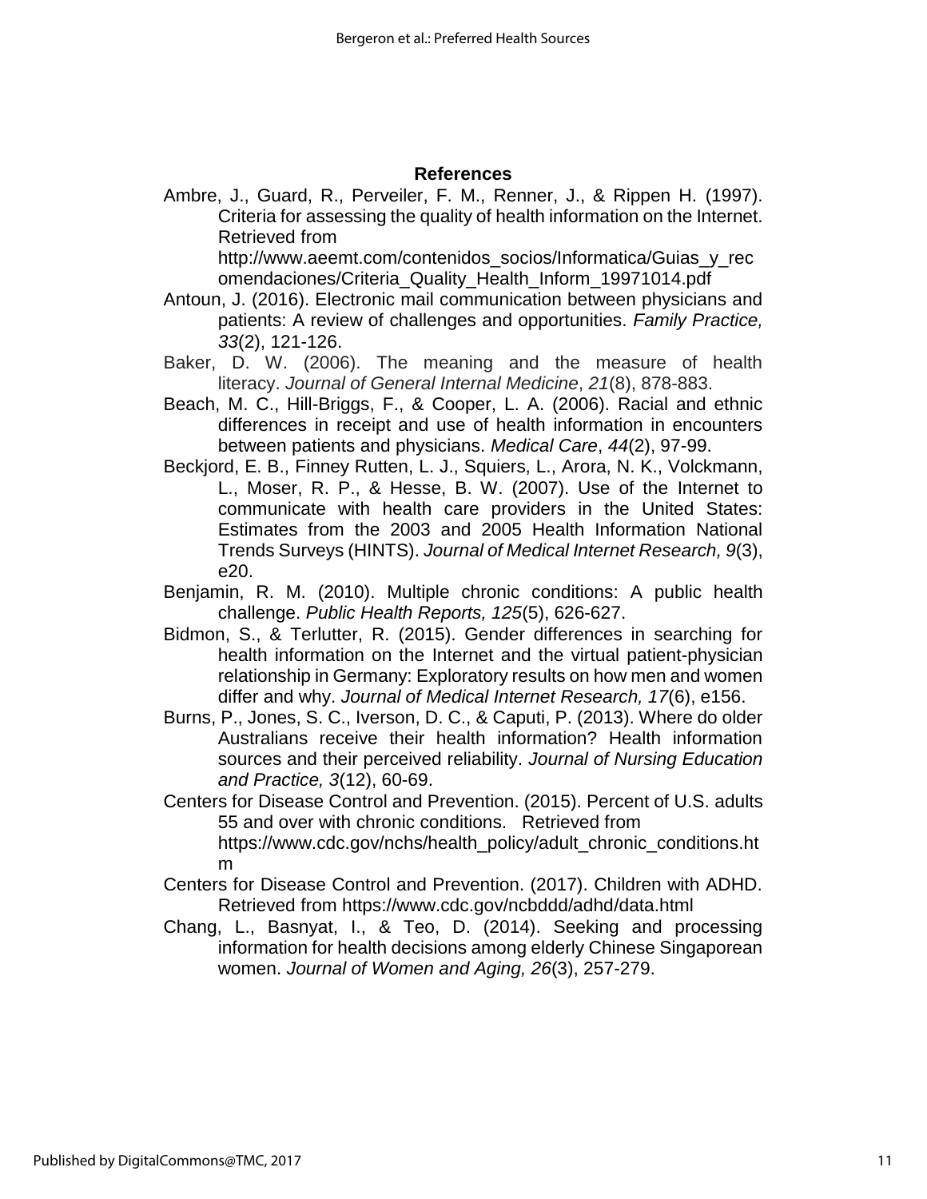## References

Ambre, J., Guard, R., Perveiler, F. M., Renner, J., & Rippen H. (1997). Criteria for assessing the quality of health information on the Internet. Retrieved from http://www.aeemt.com/contenidos_socios/Informatica/Guias_y_recomendaciones/Criteria_Quality_Health_Inform_19971014.pdf

Antoun, J. (2016). Electronic mail communication between physicians and patients: A review of challenges and opportunities. *Family Practice, 33*(2), 121-126.

Baker, D. W. (2006). The meaning and the measure of health literacy. *Journal of General Internal Medicine*, *21*(8), 878-883.

Beach, M. C., Hill-Briggs, F., & Cooper, L. A. (2006). Racial and ethnic differences in receipt and use of health information in encounters between patients and physicians. *Medical Care*, *44*(2), 97-99.

Beckjord, E. B., Finney Rutten, L. J., Squiers, L., Arora, N. K., Volckmann, L., Moser, R. P., & Hesse, B. W. (2007). Use of the Internet to communicate with health care providers in the United States: Estimates from the 2003 and 2005 Health Information National Trends Surveys (HINTS). *Journal of Medical Internet Research, 9*(3), e20.

Benjamin, R. M. (2010). Multiple chronic conditions: A public health challenge. *Public Health Reports, 125*(5), 626-627.

Bidmon, S., & Terlutter, R. (2015). Gender differences in searching for health information on the Internet and the virtual patient-physician relationship in Germany: Exploratory results on how men and women differ and why. *Journal of Medical Internet Research, 17*(6), e156.

Burns, P., Jones, S. C., Iverson, D. C., & Caputi, P. (2013). Where do older Australians receive their health information? Health information sources and their perceived reliability. *Journal of Nursing Education and Practice, 3*(12), 60-69.

Centers for Disease Control and Prevention. (2015). Percent of U.S. adults 55 and over with chronic conditions. Retrieved from https://www.cdc.gov/nchs/health_policy/adult_chronic_conditions.htm

Centers for Disease Control and Prevention. (2017). Children with ADHD. Retrieved from https://www.cdc.gov/ncbddd/adhd/data.html

Chang, L., Basnyat, I., & Teo, D. (2014). Seeking and processing information for health decisions among elderly Chinese Singaporean women. *Journal of Women and Aging, 26*(3), 257-279.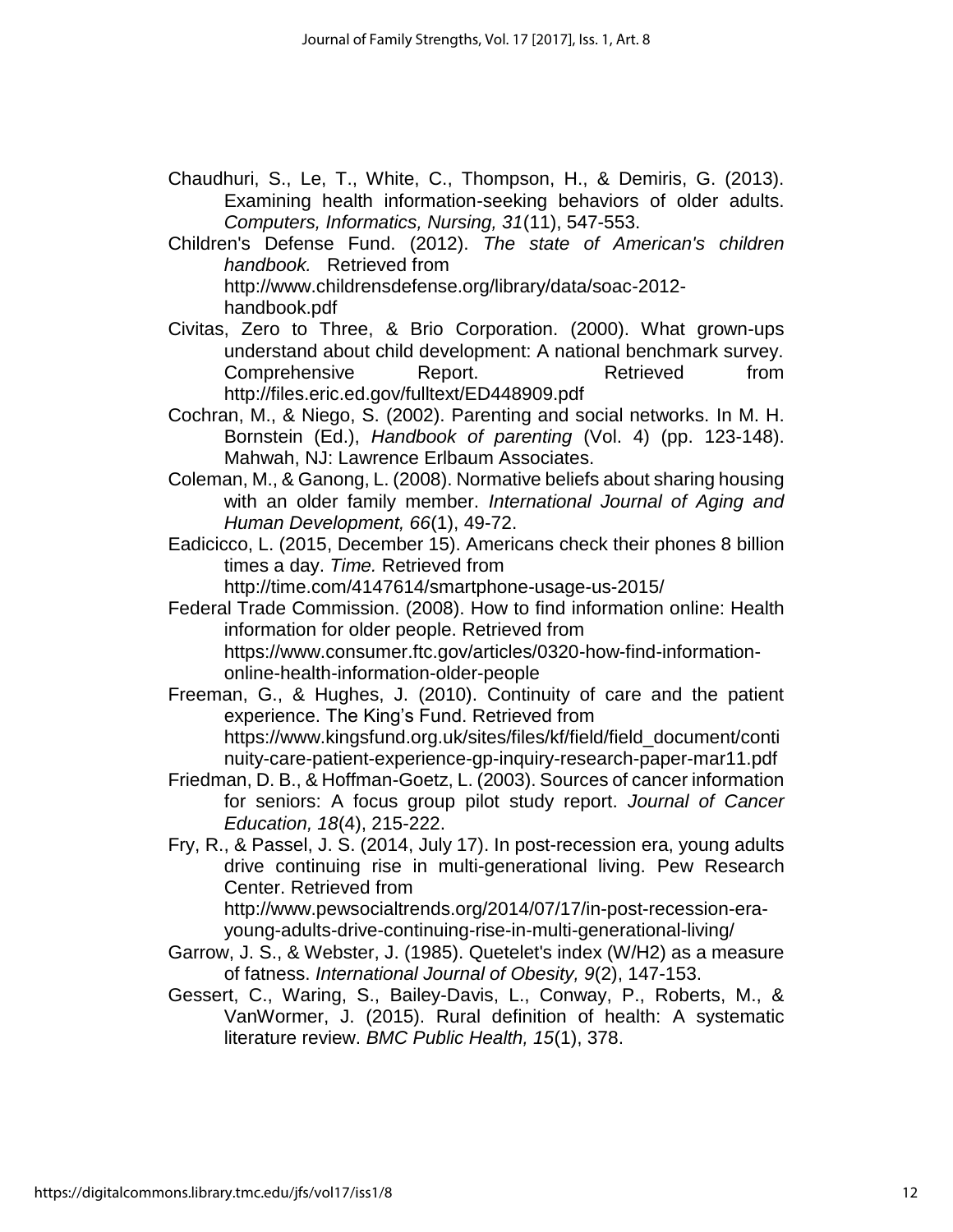Chaudhuri, S., Le, T., White, C., Thompson, H., & Demiris, G. (2013). Examining health information-seeking behaviors of older adults. *Computers, Informatics, Nursing, 31*(11), 547-553.

Children's Defense Fund. (2012). *The state of American's children handbook.* Retrieved from http://www.childrensdefense.org/library/data/soac-2012-handbook.pdf

Civitas, Zero to Three, & Brio Corporation. (2000). What grown-ups understand about child development: A national benchmark survey. Comprehensive Report. Retrieved from http://files.eric.ed.gov/fulltext/ED448909.pdf

Cochran, M., & Niego, S. (2002). Parenting and social networks. In M. H. Bornstein (Ed.), *Handbook of parenting* (Vol. 4) (pp. 123-148). Mahwah, NJ: Lawrence Erlbaum Associates.

Coleman, M., & Ganong, L. (2008). Normative beliefs about sharing housing with an older family member. *International Journal of Aging and Human Development, 66*(1), 49-72.

Eadicicco, L. (2015, December 15). Americans check their phones 8 billion times a day. *Time.* Retrieved from http://time.com/4147614/smartphone-usage-us-2015/

Federal Trade Commission. (2008). How to find information online: Health information for older people. Retrieved from https://www.consumer.ftc.gov/articles/0320-how-find-information-online-health-information-older-people

Freeman, G., & Hughes, J. (2010). Continuity of care and the patient experience. The King's Fund. Retrieved from https://www.kingsfund.org.uk/sites/files/kf/field/field_document/continuity-care-patient-experience-gp-inquiry-research-paper-mar11.pdf

Friedman, D. B., & Hoffman-Goetz, L. (2003). Sources of cancer information for seniors: A focus group pilot study report. *Journal of Cancer Education, 18*(4), 215-222.

Fry, R., & Passel, J. S. (2014, July 17). In post-recession era, young adults drive continuing rise in multi-generational living. Pew Research Center. Retrieved from http://www.pewsocialtrends.org/2014/07/17/in-post-recession-era-young-adults-drive-continuing-rise-in-multi-generational-living/

Garrow, J. S., & Webster, J. (1985). Quetelet's index (W/H2) as a measure of fatness. *International Journal of Obesity, 9*(2), 147-153.

Gessert, C., Waring, S., Bailey-Davis, L., Conway, P., Roberts, M., & VanWormer, J. (2015). Rural definition of health: A systematic literature review. *BMC Public Health, 15*(1), 378.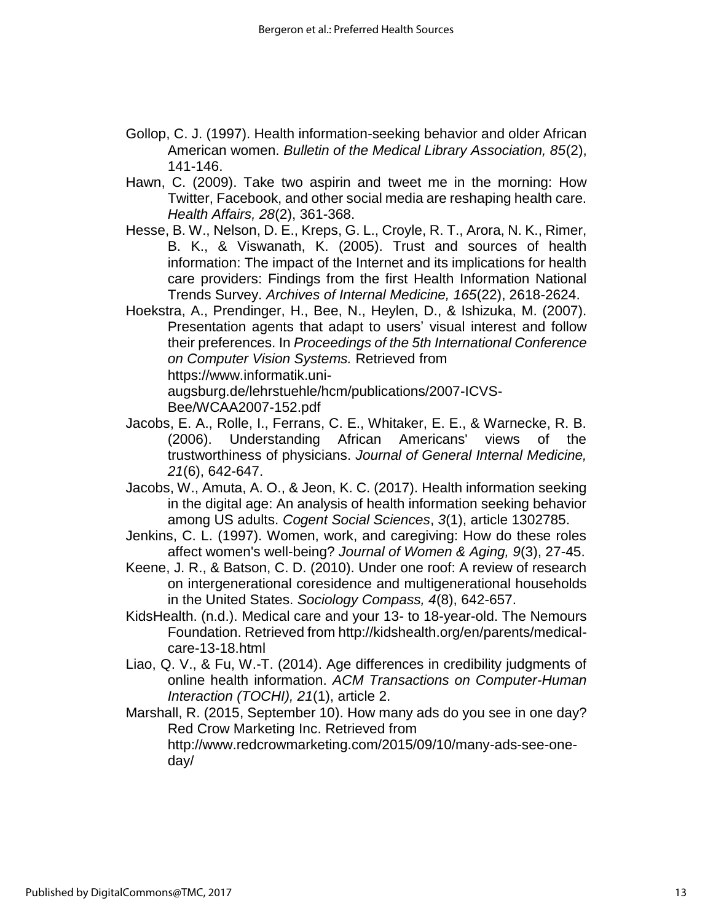Gollop, C. J. (1997). Health information-seeking behavior and older African American women. *Bulletin of the Medical Library Association, 85*(2), 141-146.

Hawn, C. (2009). Take two aspirin and tweet me in the morning: How Twitter, Facebook, and other social media are reshaping health care. *Health Affairs, 28*(2), 361-368.

Hesse, B. W., Nelson, D. E., Kreps, G. L., Croyle, R. T., Arora, N. K., Rimer, B. K., & Viswanath, K. (2005). Trust and sources of health information: The impact of the Internet and its implications for health care providers: Findings from the first Health Information National Trends Survey. *Archives of Internal Medicine, 165*(22), 2618-2624.

Hoekstra, A., Prendinger, H., Bee, N., Heylen, D., & Ishizuka, M. (2007). Presentation agents that adapt to users' visual interest and follow their preferences. In *Proceedings of the 5th International Conference on Computer Vision Systems.* Retrieved from https://www.informatik.uni-augsburg.de/lehrstuehle/hcm/publications/2007-ICVS-Bee/WCAA2007-152.pdf

Jacobs, E. A., Rolle, I., Ferrans, C. E., Whitaker, E. E., & Warnecke, R. B. (2006). Understanding African Americans' views of the trustworthiness of physicians. *Journal of General Internal Medicine, 21*(6), 642-647.

Jacobs, W., Amuta, A. O., & Jeon, K. C. (2017). Health information seeking in the digital age: An analysis of health information seeking behavior among US adults. *Cogent Social Sciences*, *3*(1), article 1302785.

Jenkins, C. L. (1997). Women, work, and caregiving: How do these roles affect women's well-being? *Journal of Women & Aging, 9*(3), 27-45.

Keene, J. R., & Batson, C. D. (2010). Under one roof: A review of research on intergenerational coresidence and multigenerational households in the United States. *Sociology Compass, 4*(8), 642-657.

KidsHealth. (n.d.). Medical care and your 13- to 18-year-old. The Nemours Foundation. Retrieved from http://kidshealth.org/en/parents/medical-care-13-18.html

Liao, Q. V., & Fu, W.-T. (2014). Age differences in credibility judgments of online health information. *ACM Transactions on Computer-Human Interaction (TOCHI), 21*(1), article 2.

Marshall, R. (2015, September 10). How many ads do you see in one day? Red Crow Marketing Inc. Retrieved from http://www.redcrowmarketing.com/2015/09/10/many-ads-see-one-day/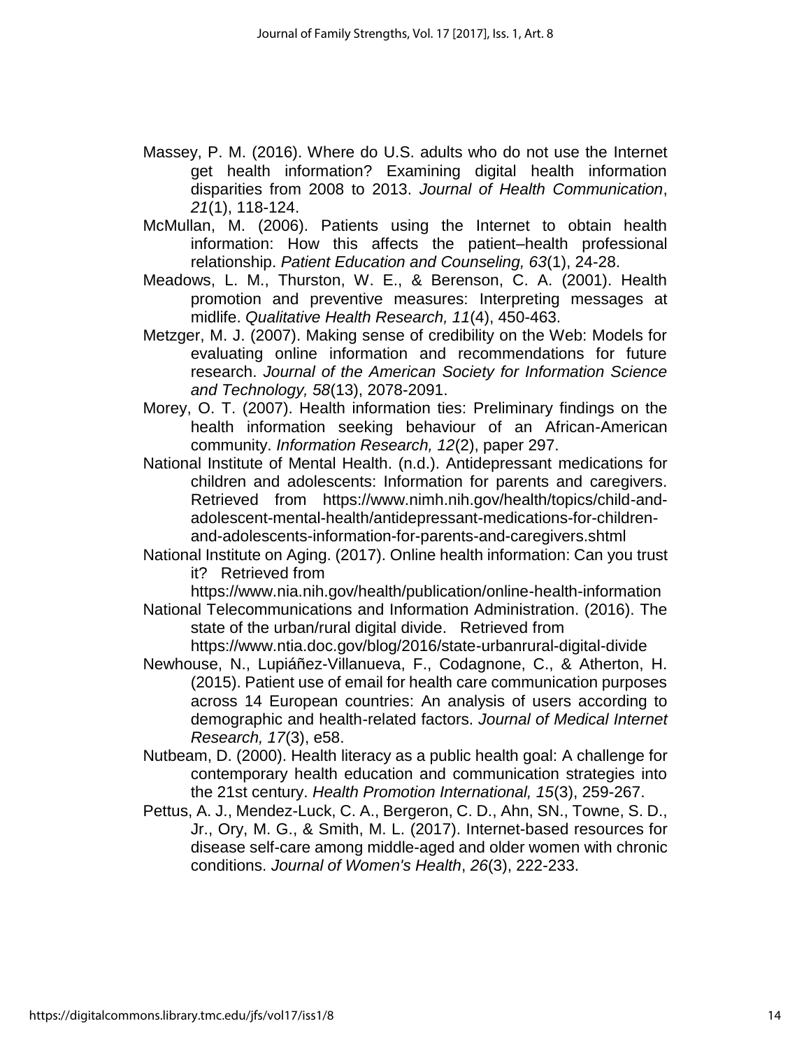Massey, P. M. (2016). Where do U.S. adults who do not use the Internet get health information? Examining digital health information disparities from 2008 to 2013. *Journal of Health Communication*, *21*(1), 118-124.

McMullan, M. (2006). Patients using the Internet to obtain health information: How this affects the patient–health professional relationship. *Patient Education and Counseling, 63*(1), 24-28.

Meadows, L. M., Thurston, W. E., & Berenson, C. A. (2001). Health promotion and preventive measures: Interpreting messages at midlife. *Qualitative Health Research, 11*(4), 450-463.

Metzger, M. J. (2007). Making sense of credibility on the Web: Models for evaluating online information and recommendations for future research. *Journal of the American Society for Information Science and Technology, 58*(13), 2078-2091.

Morey, O. T. (2007). Health information ties: Preliminary findings on the health information seeking behaviour of an African-American community. *Information Research, 12*(2), paper 297.

National Institute of Mental Health. (n.d.). Antidepressant medications for children and adolescents: Information for parents and caregivers. Retrieved from https://www.nimh.nih.gov/health/topics/child-and-adolescent-mental-health/antidepressant-medications-for-children-and-adolescents-information-for-parents-and-caregivers.shtml

National Institute on Aging. (2017). Online health information: Can you trust it? Retrieved from https://www.nia.nih.gov/health/publication/online-health-information

National Telecommunications and Information Administration. (2016). The state of the urban/rural digital divide. Retrieved from https://www.ntia.doc.gov/blog/2016/state-urbanrural-digital-divide

Newhouse, N., Lupiáñez-Villanueva, F., Codagnone, C., & Atherton, H. (2015). Patient use of email for health care communication purposes across 14 European countries: An analysis of users according to demographic and health-related factors. *Journal of Medical Internet Research, 17*(3), e58.

Nutbeam, D. (2000). Health literacy as a public health goal: A challenge for contemporary health education and communication strategies into the 21st century. *Health Promotion International, 15*(3), 259-267.

Pettus, A. J., Mendez-Luck, C. A., Bergeron, C. D., Ahn, SN., Towne, S. D., Jr., Ory, M. G., & Smith, M. L. (2017). Internet-based resources for disease self-care among middle-aged and older women with chronic conditions. *Journal of Women's Health*, *26*(3), 222-233.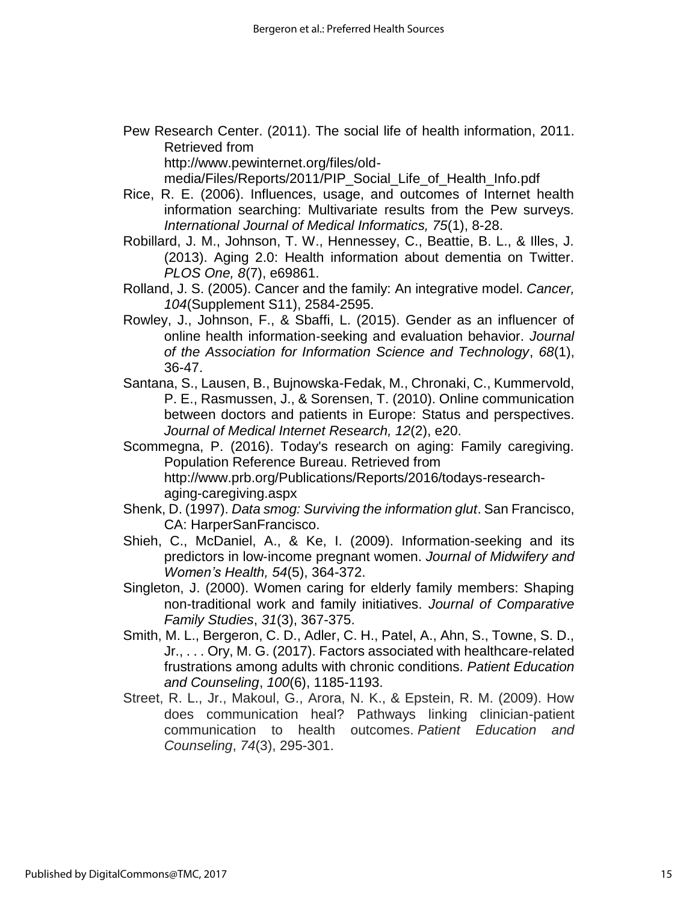Pew Research Center. (2011). The social life of health information, 2011. Retrieved from http://www.pewinternet.org/files/old-media/Files/Reports/2011/PIP_Social_Life_of_Health_Info.pdf

Rice, R. E. (2006). Influences, usage, and outcomes of Internet health information searching: Multivariate results from the Pew surveys. *International Journal of Medical Informatics, 75*(1), 8-28.

Robillard, J. M., Johnson, T. W., Hennessey, C., Beattie, B. L., & Illes, J. (2013). Aging 2.0: Health information about dementia on Twitter. *PLOS One, 8*(7), e69861.

Rolland, J. S. (2005). Cancer and the family: An integrative model. *Cancer, 104*(Supplement S11), 2584-2595.

Rowley, J., Johnson, F., & Sbaffi, L. (2015). Gender as an influencer of online health information-seeking and evaluation behavior. *Journal of the Association for Information Science and Technology*, *68*(1), 36-47.

Santana, S., Lausen, B., Bujnowska-Fedak, M., Chronaki, C., Kummervold, P. E., Rasmussen, J., & Sorensen, T. (2010). Online communication between doctors and patients in Europe: Status and perspectives. *Journal of Medical Internet Research, 12*(2), e20.

Scommegna, P. (2016). Today's research on aging: Family caregiving. Population Reference Bureau. Retrieved from http://www.prb.org/Publications/Reports/2016/todays-research-aging-caregiving.aspx

Shenk, D. (1997). *Data smog: Surviving the information glut*. San Francisco, CA: HarperSanFrancisco.

Shieh, C., McDaniel, A., & Ke, I. (2009). Information-seeking and its predictors in low-income pregnant women. *Journal of Midwifery and Women's Health, 54*(5), 364-372.

Singleton, J. (2000). Women caring for elderly family members: Shaping non-traditional work and family initiatives. *Journal of Comparative Family Studies*, *31*(3), 367-375.

Smith, M. L., Bergeron, C. D., Adler, C. H., Patel, A., Ahn, S., Towne, S. D., Jr., . . . Ory, M. G. (2017). Factors associated with healthcare-related frustrations among adults with chronic conditions. *Patient Education and Counseling*, *100*(6), 1185-1193.

Street, R. L., Jr., Makoul, G., Arora, N. K., & Epstein, R. M. (2009). How does communication heal? Pathways linking clinician-patient communication to health outcomes. *Patient Education and Counseling*, *74*(3), 295-301.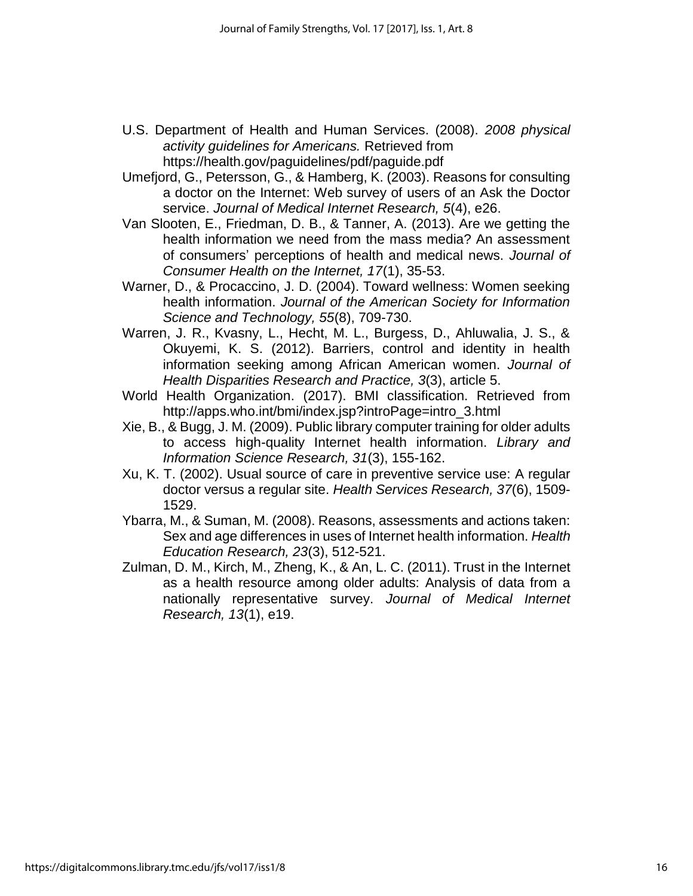U.S. Department of Health and Human Services. (2008). *2008 physical activity guidelines for Americans.* Retrieved from https://health.gov/paguidelines/pdf/paguide.pdf

Umefjord, G., Petersson, G., & Hamberg, K. (2003). Reasons for consulting a doctor on the Internet: Web survey of users of an Ask the Doctor service. *Journal of Medical Internet Research, 5*(4), e26.

Van Slooten, E., Friedman, D. B., & Tanner, A. (2013). Are we getting the health information we need from the mass media? An assessment of consumers' perceptions of health and medical news. *Journal of Consumer Health on the Internet, 17*(1), 35-53.

Warner, D., & Procaccino, J. D. (2004). Toward wellness: Women seeking health information. *Journal of the American Society for Information Science and Technology, 55*(8), 709-730.

Warren, J. R., Kvasny, L., Hecht, M. L., Burgess, D., Ahluwalia, J. S., & Okuyemi, K. S. (2012). Barriers, control and identity in health information seeking among African American women. *Journal of Health Disparities Research and Practice, 3*(3), article 5.

World Health Organization. (2017). BMI classification. Retrieved from http://apps.who.int/bmi/index.jsp?introPage=intro_3.html

Xie, B., & Bugg, J. M. (2009). Public library computer training for older adults to access high-quality Internet health information. *Library and Information Science Research, 31*(3), 155-162.

Xu, K. T. (2002). Usual source of care in preventive service use: A regular doctor versus a regular site. *Health Services Research, 37*(6), 1509-1529.

Ybarra, M., & Suman, M. (2008). Reasons, assessments and actions taken: Sex and age differences in uses of Internet health information. *Health Education Research, 23*(3), 512-521.

Zulman, D. M., Kirch, M., Zheng, K., & An, L. C. (2011). Trust in the Internet as a health resource among older adults: Analysis of data from a nationally representative survey. *Journal of Medical Internet Research, 13*(1), e19.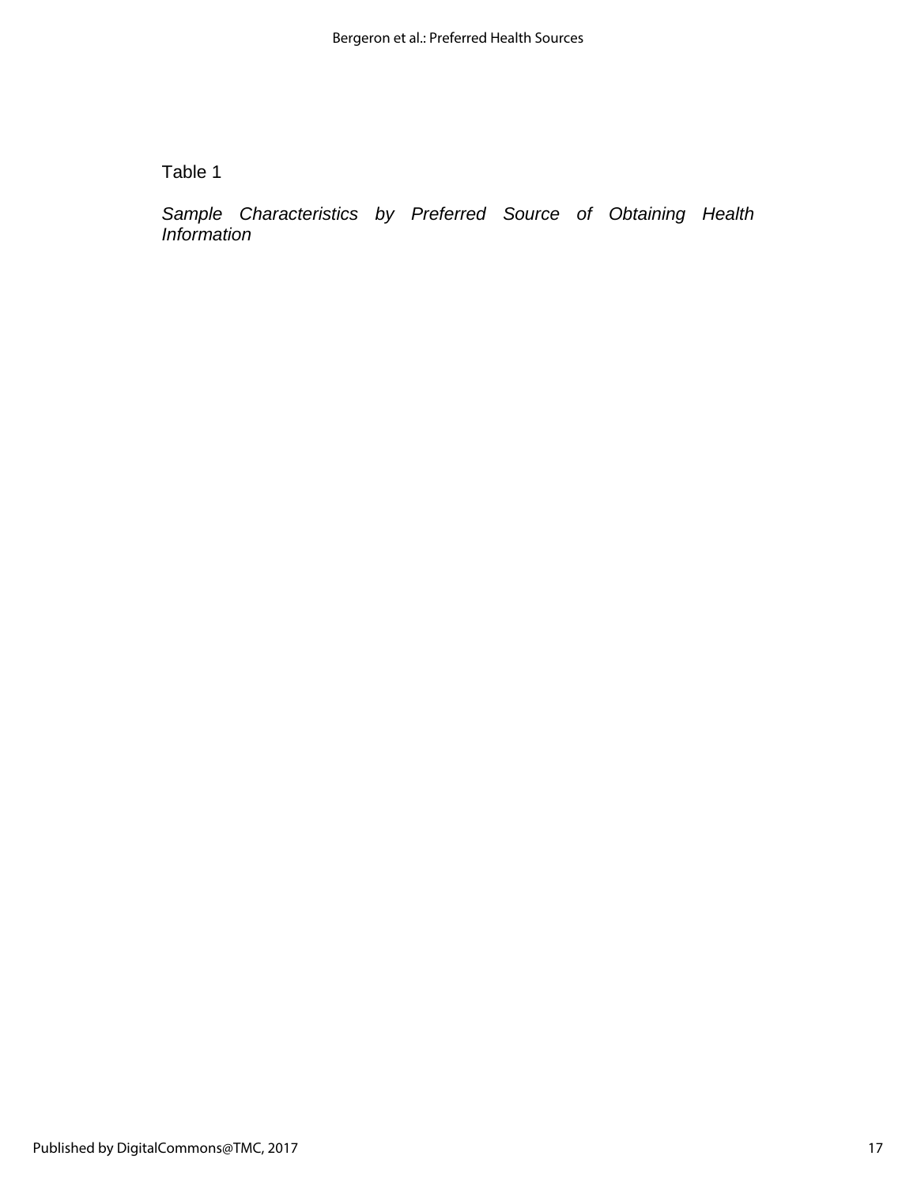Table 1

*Sample Characteristics by Preferred Source of Obtaining Health Information*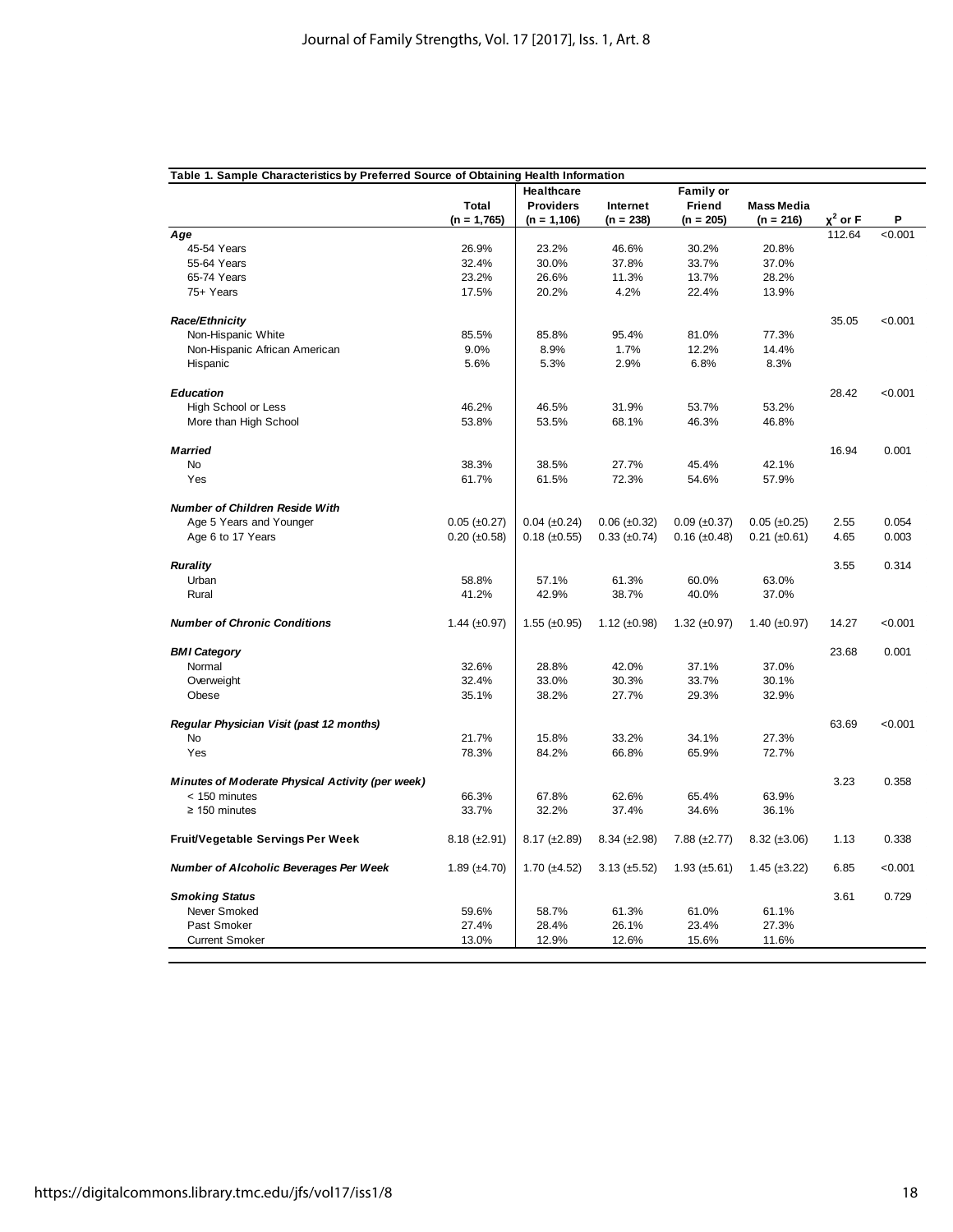**Table 1. Sample Characteristics by Preferred Source of Obtaining Health Information**

| | Total (n = 1,765) | Healthcare Providers (n = 1,106) | Internet (n = 238) | Family or Friend (n = 205) | Mass Media (n = 216) | $\chi^2$ or F | P |
|---|---|---|---|---|---|---|---|
| ***Age*** | | | | | | 112.64 | <0.001 |
| 45-54 Years | 26.9% | 23.2% | 46.6% | 30.2% | 20.8% | | |
| 55-64 Years | 32.4% | 30.0% | 37.8% | 33.7% | 37.0% | | |
| 65-74 Years | 23.2% | 26.6% | 11.3% | 13.7% | 28.2% | | |
| 75+ Years | 17.5% | 20.2% | 4.2% | 22.4% | 13.9% | | |
| ***Race/Ethnicity*** | | | | | | 35.05 | <0.001 |
| Non-Hispanic White | 85.5% | 85.8% | 95.4% | 81.0% | 77.3% | | |
| Non-Hispanic African American | 9.0% | 8.9% | 1.7% | 12.2% | 14.4% | | |
| Hispanic | 5.6% | 5.3% | 2.9% | 6.8% | 8.3% | | |
| ***Education*** | | | | | | 28.42 | <0.001 |
| High School or Less | 46.2% | 46.5% | 31.9% | 53.7% | 53.2% | | |
| More than High School | 53.8% | 53.5% | 68.1% | 46.3% | 46.8% | | |
| ***Married*** | | | | | | 16.94 | 0.001 |
| No | 38.3% | 38.5% | 27.7% | 45.4% | 42.1% | | |
| Yes | 61.7% | 61.5% | 72.3% | 54.6% | 57.9% | | |
| ***Number of Children Reside With*** | | | | | | | |
| Age 5 Years and Younger | 0.05 (±0.27) | 0.04 (±0.24) | 0.06 (±0.32) | 0.09 (±0.37) | 0.05 (±0.25) | 2.55 | 0.054 |
| Age 6 to 17 Years | 0.20 (±0.58) | 0.18 (±0.55) | 0.33 (±0.74) | 0.16 (±0.48) | 0.21 (±0.61) | 4.65 | 0.003 |
| ***Rurality*** | | | | | | 3.55 | 0.314 |
| Urban | 58.8% | 57.1% | 61.3% | 60.0% | 63.0% | | |
| Rural | 41.2% | 42.9% | 38.7% | 40.0% | 37.0% | | |
| ***Number of Chronic Conditions*** | 1.44 (±0.97) | 1.55 (±0.95) | 1.12 (±0.98) | 1.32 (±0.97) | 1.40 (±0.97) | 14.27 | <0.001 |
| ***BMI Category*** | | | | | | 23.68 | 0.001 |
| Normal | 32.6% | 28.8% | 42.0% | 37.1% | 37.0% | | |
| Overweight | 32.4% | 33.0% | 30.3% | 33.7% | 30.1% | | |
| Obese | 35.1% | 38.2% | 27.7% | 29.3% | 32.9% | | |
| ***Regular Physician Visit (past 12 months)*** | | | | | | 63.69 | <0.001 |
| No | 21.7% | 15.8% | 33.2% | 34.1% | 27.3% | | |
| Yes | 78.3% | 84.2% | 66.8% | 65.9% | 72.7% | | |
| ***Minutes of Moderate Physical Activity (per week)*** | | | | | | 3.23 | 0.358 |
| < 150 minutes | 66.3% | 67.8% | 62.6% | 65.4% | 63.9% | | |
| ≥ 150 minutes | 33.7% | 32.2% | 37.4% | 34.6% | 36.1% | | |
| **Fruit/Vegetable Servings Per Week** | 8.18 (±2.91) | 8.17 (±2.89) | 8.34 (±2.98) | 7.88 (±2.77) | 8.32 (±3.06) | 1.13 | 0.338 |
| ***Number of Alcoholic Beverages Per Week*** | 1.89 (±4.70) | 1.70 (±4.52) | 3.13 (±5.52) | 1.93 (±5.61) | 1.45 (±3.22) | 6.85 | <0.001 |
| ***Smoking Status*** | | | | | | 3.61 | 0.729 |
| Never Smoked | 59.6% | 58.7% | 61.3% | 61.0% | 61.1% | | |
| Past Smoker | 27.4% | 28.4% | 26.1% | 23.4% | 27.3% | | |
| Current Smoker | 13.0% | 12.9% | 12.6% | 15.6% | 11.6% | | |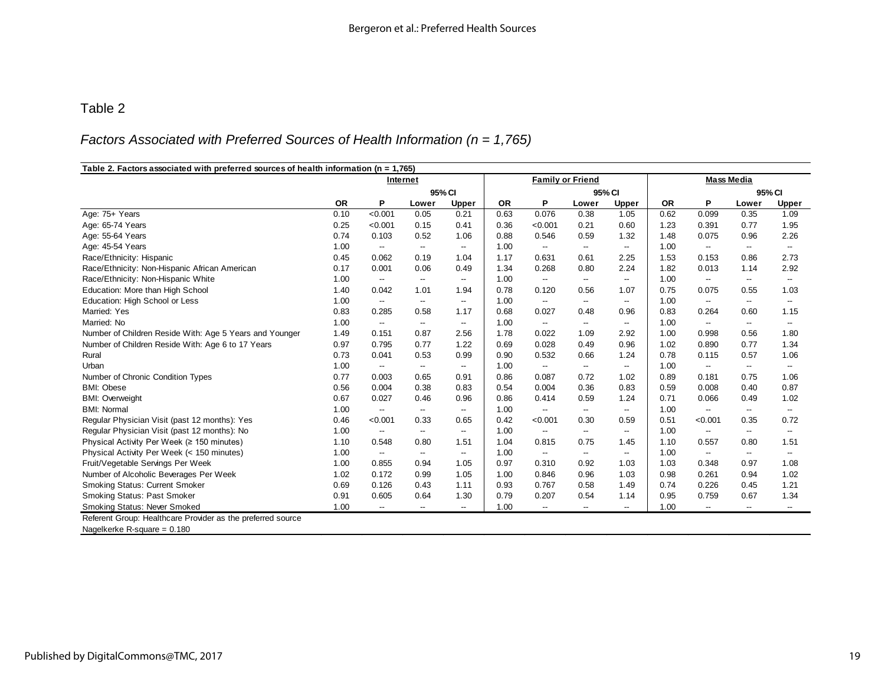Table 2

*Factors Associated with Preferred Sources of Health Information (n = 1,765)*

**Table 2. Factors associated with preferred sources of health information (n = 1,765)**

| | Internet | | | | Family or Friend | | | | Mass Media | | | |
|---|---|---|---|---|---|---|---|---|---|---|---|---|
| | | | 95% CI | | | | 95% CI | | | | 95% CI | |
| | OR | P | Lower | Upper | OR | P | Lower | Upper | OR | P | Lower | Upper |
| Age: 75+ Years | 0.10 | <0.001 | 0.05 | 0.21 | 0.63 | 0.076 | 0.38 | 1.05 | 0.62 | 0.099 | 0.35 | 1.09 |
| Age: 65-74 Years | 0.25 | <0.001 | 0.15 | 0.41 | 0.36 | <0.001 | 0.21 | 0.60 | 1.23 | 0.391 | 0.77 | 1.95 |
| Age: 55-64 Years | 0.74 | 0.103 | 0.52 | 1.06 | 0.88 | 0.546 | 0.59 | 1.32 | 1.48 | 0.075 | 0.96 | 2.26 |
| Age: 45-54 Years | 1.00 | -- | -- | -- | 1.00 | -- | -- | -- | 1.00 | -- | -- | -- |
| Race/Ethnicity: Hispanic | 0.45 | 0.062 | 0.19 | 1.04 | 1.17 | 0.631 | 0.61 | 2.25 | 1.53 | 0.153 | 0.86 | 2.73 |
| Race/Ethnicity: Non-Hispanic African American | 0.17 | 0.001 | 0.06 | 0.49 | 1.34 | 0.268 | 0.80 | 2.24 | 1.82 | 0.013 | 1.14 | 2.92 |
| Race/Ethnicity: Non-Hispanic White | 1.00 | -- | -- | -- | 1.00 | -- | -- | -- | 1.00 | -- | -- | -- |
| Education: More than High School | 1.40 | 0.042 | 1.01 | 1.94 | 0.78 | 0.120 | 0.56 | 1.07 | 0.75 | 0.075 | 0.55 | 1.03 |
| Education: High School or Less | 1.00 | -- | -- | -- | 1.00 | -- | -- | -- | 1.00 | -- | -- | -- |
| Married: Yes | 0.83 | 0.285 | 0.58 | 1.17 | 0.68 | 0.027 | 0.48 | 0.96 | 0.83 | 0.264 | 0.60 | 1.15 |
| Married: No | 1.00 | -- | -- | -- | 1.00 | -- | -- | -- | 1.00 | -- | -- | -- |
| Number of Children Reside With: Age 5 Years and Younger | 1.49 | 0.151 | 0.87 | 2.56 | 1.78 | 0.022 | 1.09 | 2.92 | 1.00 | 0.998 | 0.56 | 1.80 |
| Number of Children Reside With: Age 6 to 17 Years | 0.97 | 0.795 | 0.77 | 1.22 | 0.69 | 0.028 | 0.49 | 0.96 | 1.02 | 0.890 | 0.77 | 1.34 |
| Rural | 0.73 | 0.041 | 0.53 | 0.99 | 0.90 | 0.532 | 0.66 | 1.24 | 0.78 | 0.115 | 0.57 | 1.06 |
| Urban | 1.00 | -- | -- | -- | 1.00 | -- | -- | -- | 1.00 | -- | -- | -- |
| Number of Chronic Condition Types | 0.77 | 0.003 | 0.65 | 0.91 | 0.86 | 0.087 | 0.72 | 1.02 | 0.89 | 0.181 | 0.75 | 1.06 |
| BMI: Obese | 0.56 | 0.004 | 0.38 | 0.83 | 0.54 | 0.004 | 0.36 | 0.83 | 0.59 | 0.008 | 0.40 | 0.87 |
| BMI: Overweight | 0.67 | 0.027 | 0.46 | 0.96 | 0.86 | 0.414 | 0.59 | 1.24 | 0.71 | 0.066 | 0.49 | 1.02 |
| BMI: Normal | 1.00 | -- | -- | -- | 1.00 | -- | -- | -- | 1.00 | -- | -- | -- |
| Regular Physician Visit (past 12 months): Yes | 0.46 | <0.001 | 0.33 | 0.65 | 0.42 | <0.001 | 0.30 | 0.59 | 0.51 | <0.001 | 0.35 | 0.72 |
| Regular Physician Visit (past 12 months): No | 1.00 | -- | -- | -- | 1.00 | -- | -- | -- | 1.00 | -- | -- | -- |
| Physical Activity Per Week (≥ 150 minutes) | 1.10 | 0.548 | 0.80 | 1.51 | 1.04 | 0.815 | 0.75 | 1.45 | 1.10 | 0.557 | 0.80 | 1.51 |
| Physical Activity Per Week (< 150 minutes) | 1.00 | -- | -- | -- | 1.00 | -- | -- | -- | 1.00 | -- | -- | -- |
| Fruit/Vegetable Servings Per Week | 1.00 | 0.855 | 0.94 | 1.05 | 0.97 | 0.310 | 0.92 | 1.03 | 1.03 | 0.348 | 0.97 | 1.08 |
| Number of Alcoholic Beverages Per Week | 1.02 | 0.172 | 0.99 | 1.05 | 1.00 | 0.846 | 0.96 | 1.03 | 0.98 | 0.261 | 0.94 | 1.02 |
| Smoking Status: Current Smoker | 0.69 | 0.126 | 0.43 | 1.11 | 0.93 | 0.767 | 0.58 | 1.49 | 0.74 | 0.226 | 0.45 | 1.21 |
| Smoking Status: Past Smoker | 0.91 | 0.605 | 0.64 | 1.30 | 0.79 | 0.207 | 0.54 | 1.14 | 0.95 | 0.759 | 0.67 | 1.34 |
| Smoking Status: Never Smoked | 1.00 | -- | -- | -- | 1.00 | -- | -- | -- | 1.00 | -- | -- | -- |

Referent Group: Healthcare Provider as the preferred source

Nagelkerke R-square = 0.180